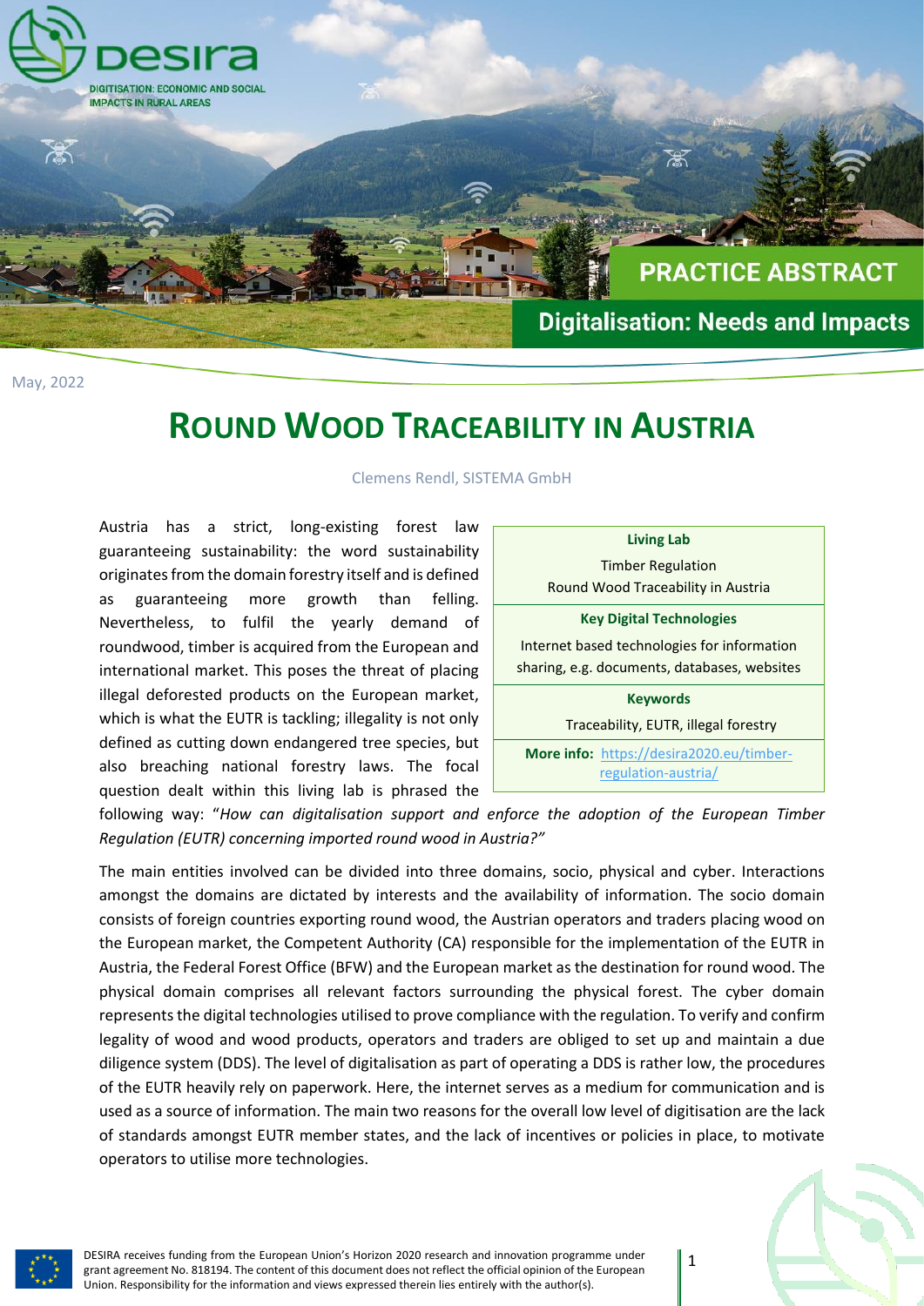DESIRA
DIGITISATION: ECONOMIC AND SOCIAL IMPACTS IN RURAL AREAS

PRACTICE ABSTRACT

Digitalisation: Needs and Impacts

May, 2022

# ROUND WOOD TRACEABILITY IN AUSTRIA

Clemens Rendl, SISTEMA GmbH

| **Living Lab** |
|---|
| Timber Regulation<br>Round Wood Traceability in Austria |
| **Key Digital Technologies** |
| Internet based technologies for information sharing, e.g. documents, databases, websites |
| **Keywords** |
| Traceability, EUTR, illegal forestry |
| **More info:** https://desira2020.eu/timber-regulation-austria/ |

Austria has a strict, long-existing forest law guaranteeing sustainability: the word sustainability originates from the domain forestry itself and is defined as guaranteeing more growth than felling. Nevertheless, to fulfil the yearly demand of roundwood, timber is acquired from the European and international market. This poses the threat of placing illegal deforested products on the European market, which is what the EUTR is tackling; illegality is not only defined as cutting down endangered tree species, but also breaching national forestry laws. The focal question dealt within this living lab is phrased the following way: "*How can digitalisation support and enforce the adoption of the European Timber Regulation (EUTR) concerning imported round wood in Austria?"*

The main entities involved can be divided into three domains, socio, physical and cyber. Interactions amongst the domains are dictated by interests and the availability of information. The socio domain consists of foreign countries exporting round wood, the Austrian operators and traders placing wood on the European market, the Competent Authority (CA) responsible for the implementation of the EUTR in Austria, the Federal Forest Office (BFW) and the European market as the destination for round wood. The physical domain comprises all relevant factors surrounding the physical forest. The cyber domain represents the digital technologies utilised to prove compliance with the regulation. To verify and confirm legality of wood and wood products, operators and traders are obliged to set up and maintain a due diligence system (DDS). The level of digitalisation as part of operating a DDS is rather low, the procedures of the EUTR heavily rely on paperwork. Here, the internet serves as a medium for communication and is used as a source of information. The main two reasons for the overall low level of digitisation are the lack of standards amongst EUTR member states, and the lack of incentives or policies in place, to motivate operators to utilise more technologies.

DESIRA receives funding from the European Union's Horizon 2020 research and innovation programme under grant agreement No. 818194. The content of this document does not reflect the official opinion of the European Union. Responsibility for the information and views expressed therein lies entirely with the author(s).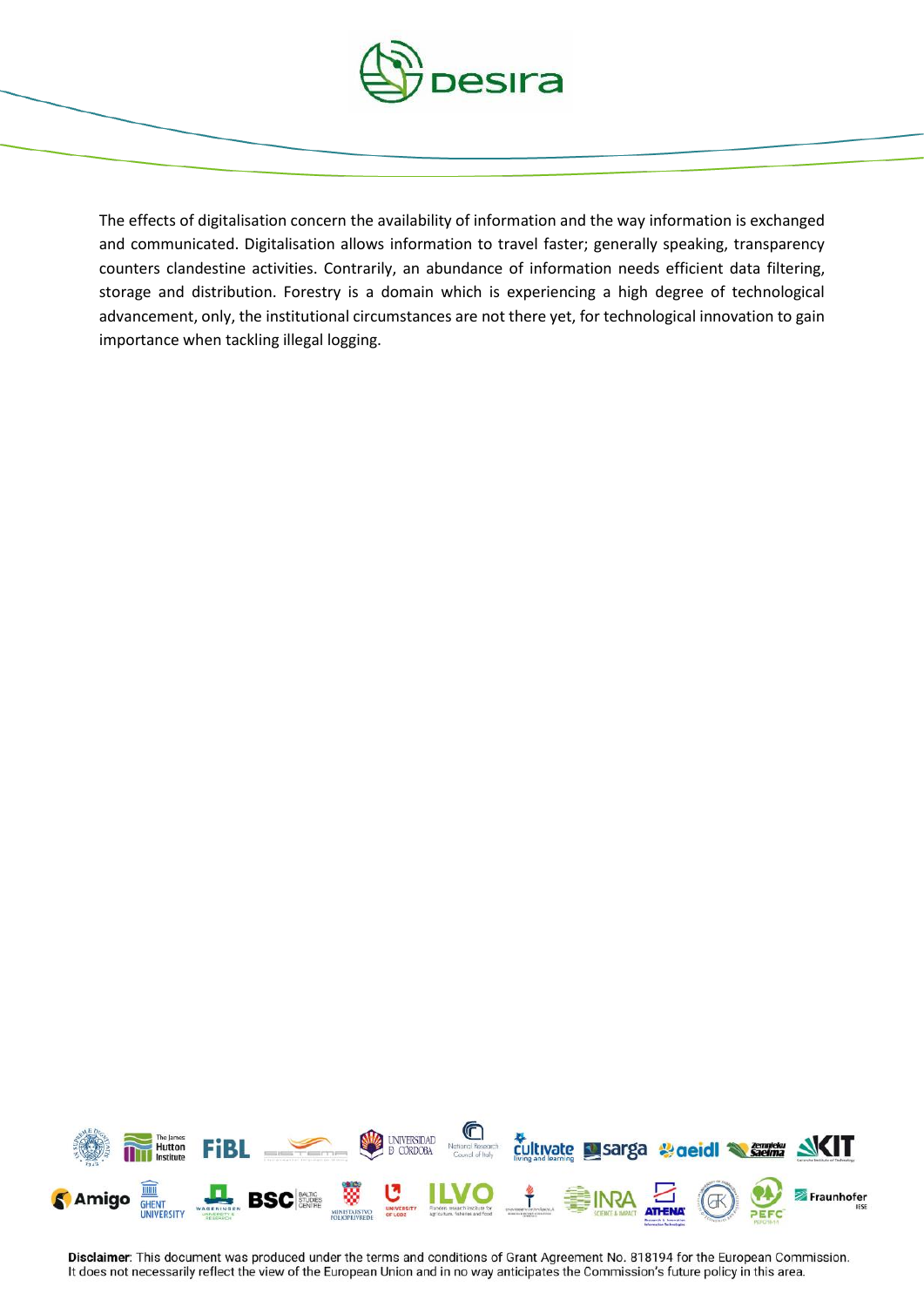The effects of digitalisation concern the availability of information and the way information is exchanged and communicated. Digitalisation allows information to travel faster; generally speaking, transparency counters clandestine activities. Contrarily, an abundance of information needs efficient data filtering, storage and distribution. Forestry is a domain which is experiencing a high degree of technological advancement, only, the institutional circumstances are not there yet, for technological innovation to gain importance when tackling illegal logging.